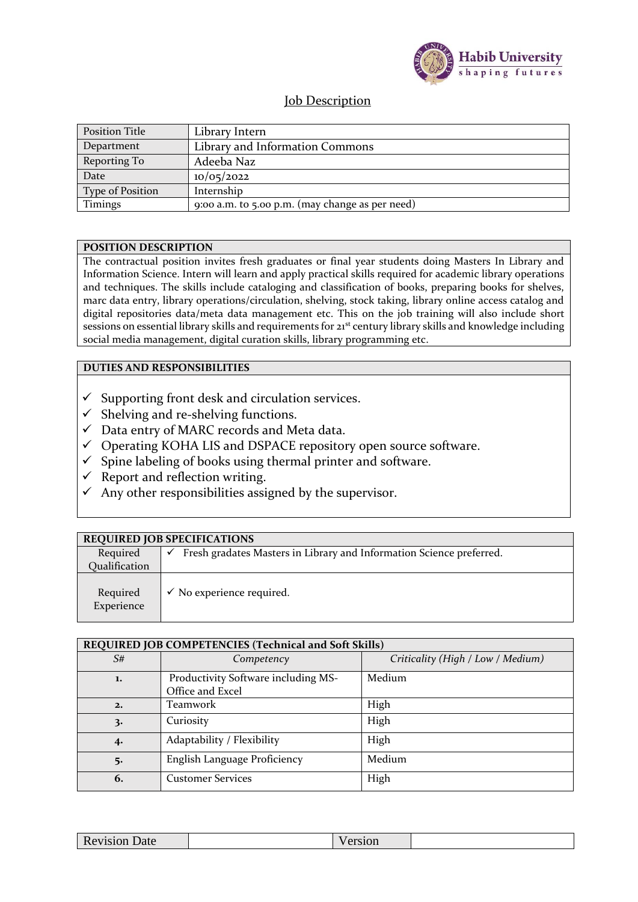Habib University
shaping futures

# Job Description

| Position Title | Library Intern |
|---|---|
| Department | Library and Information Commons |
| Reporting To | Adeeba Naz |
| Date | 10/05/2022 |
| Type of Position | Internship |
| Timings | 9:00 a.m. to 5.00 p.m. (may change as per need) |

## POSITION DESCRIPTION

The contractual position invites fresh graduates or final year students doing Masters In Library and Information Science. Intern will learn and apply practical skills required for academic library operations and techniques. The skills include cataloging and classification of books, preparing books for shelves, marc data entry, library operations/circulation, shelving, stock taking, library online access catalog and digital repositories data/meta data management etc. This on the job training will also include short sessions on essential library skills and requirements for 21st century library skills and knowledge including social media management, digital curation skills, library programming etc.

## DUTIES AND RESPONSIBILITIES

- ✓ Supporting front desk and circulation services.
- ✓ Shelving and re-shelving functions.
- ✓ Data entry of MARC records and Meta data.
- ✓ Operating KOHA LIS and DSPACE repository open source software.
- ✓ Spine labeling of books using thermal printer and software.
- ✓ Report and reflection writing.
- ✓ Any other responsibilities assigned by the supervisor.

## REQUIRED JOB SPECIFICATIONS

| | |
|---|---|
| Required Qualification | ✓ Fresh gradates Masters in Library and Information Science preferred. |
| Required Experience | ✓ No experience required. |

## REQUIRED JOB COMPETENCIES (Technical and Soft Skills)

| *S#* | *Competency* | *Criticality (High / Low / Medium)* |
|---|---|---|
| **1.** | Productivity Software including MS-Office and Excel | Medium |
| **2.** | Teamwork | High |
| **3.** | Curiosity | High |
| **4.** | Adaptability / Flexibility | High |
| **5.** | English Language Proficiency | Medium |
| **6.** | Customer Services | High |

| Revision Date | | Version | |
|---|---|---|---|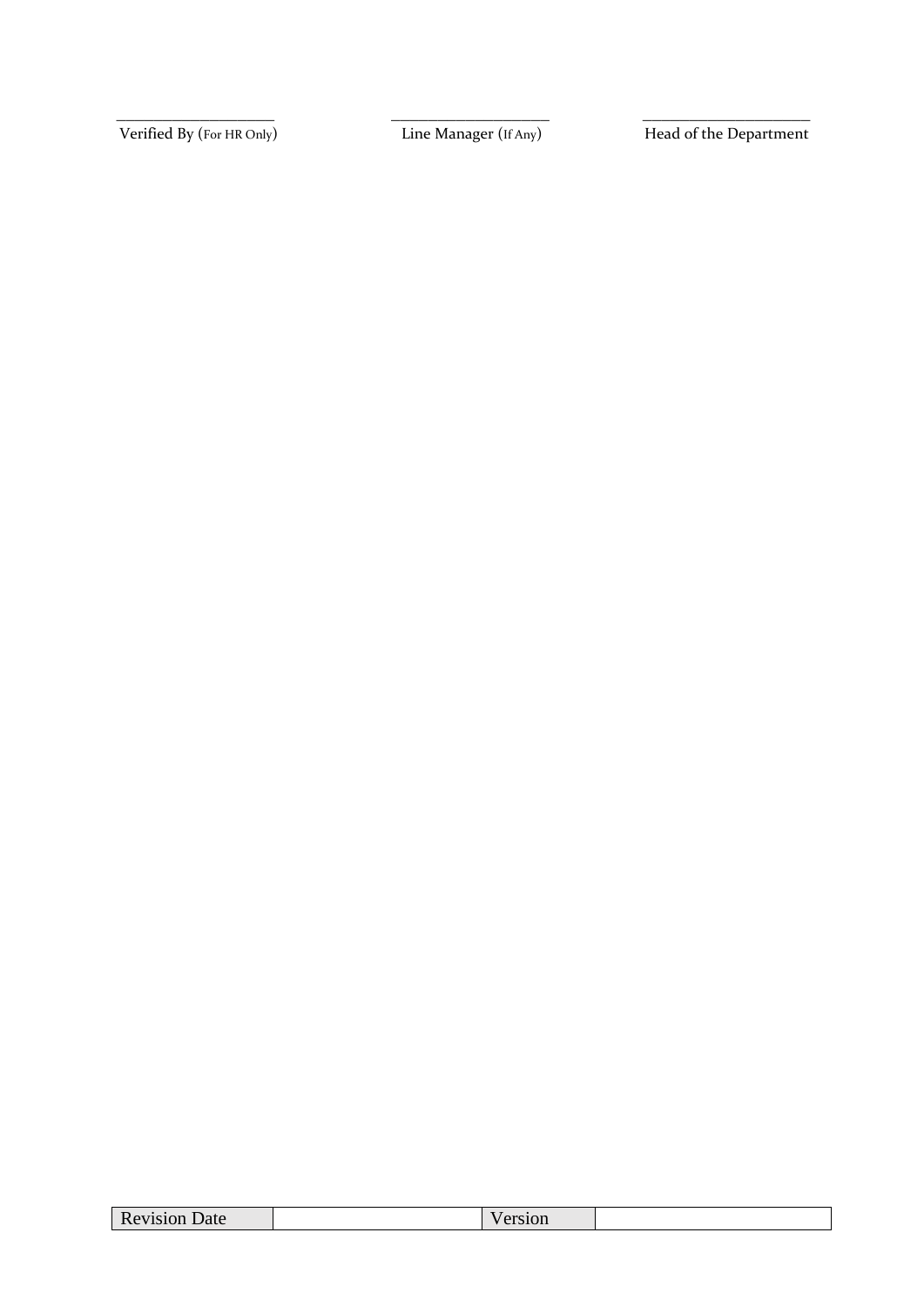\_\_\_\_\_\_\_\_\_\_\_\_\_\_\_\_\_\_\_\_ \_\_\_\_\_\_\_\_\_\_\_\_\_\_\_\_\_\_\_\_ \_\_\_\_\_\_\_\_\_\_\_\_\_\_\_\_\_\_\_\_

Verified By (For HR Only) Line Manager (If Any) Head of the Department

| | | | |
|---|---|---|---|
| Revision Date | | Version | |